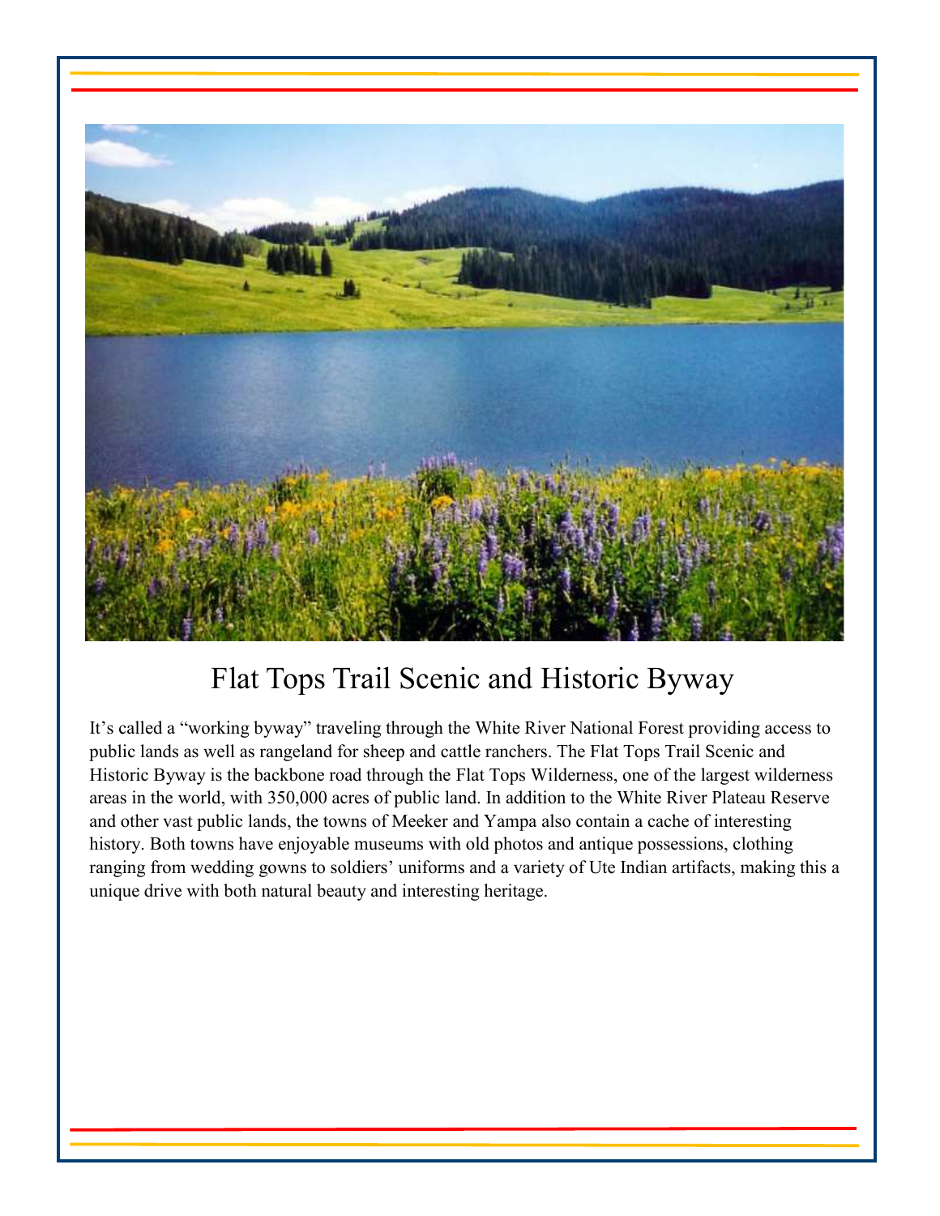# Flat Tops Trail Scenic and Historic Byway

It's called a "working byway" traveling through the White River National Forest providing access to public lands as well as rangeland for sheep and cattle ranchers. The Flat Tops Trail Scenic and Historic Byway is the backbone road through the Flat Tops Wilderness, one of the largest wilderness areas in the world, with 350,000 acres of public land. In addition to the White River Plateau Reserve and other vast public lands, the towns of Meeker and Yampa also contain a cache of interesting history. Both towns have enjoyable museums with old photos and antique possessions, clothing ranging from wedding gowns to soldiers' uniforms and a variety of Ute Indian artifacts, making this a unique drive with both natural beauty and interesting heritage.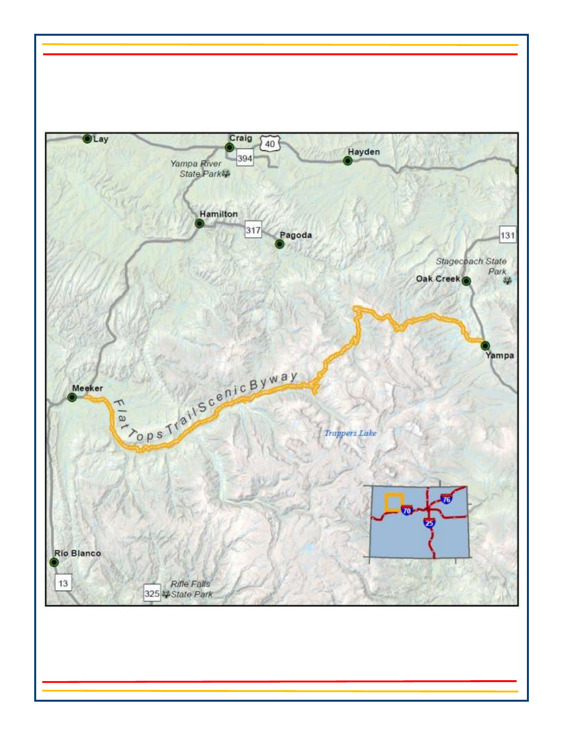Lay

Craig

40

394

Hayden

Yampa River State Park

Hamilton

317

Pagoda

131

Stagecoach State Park

Oak Creek

Yampa

Meeker

Flat Tops Trail Scenic Byway

Trappers Lake

70

76

25

Rio Blanco

13

325

Rifle Falls State Park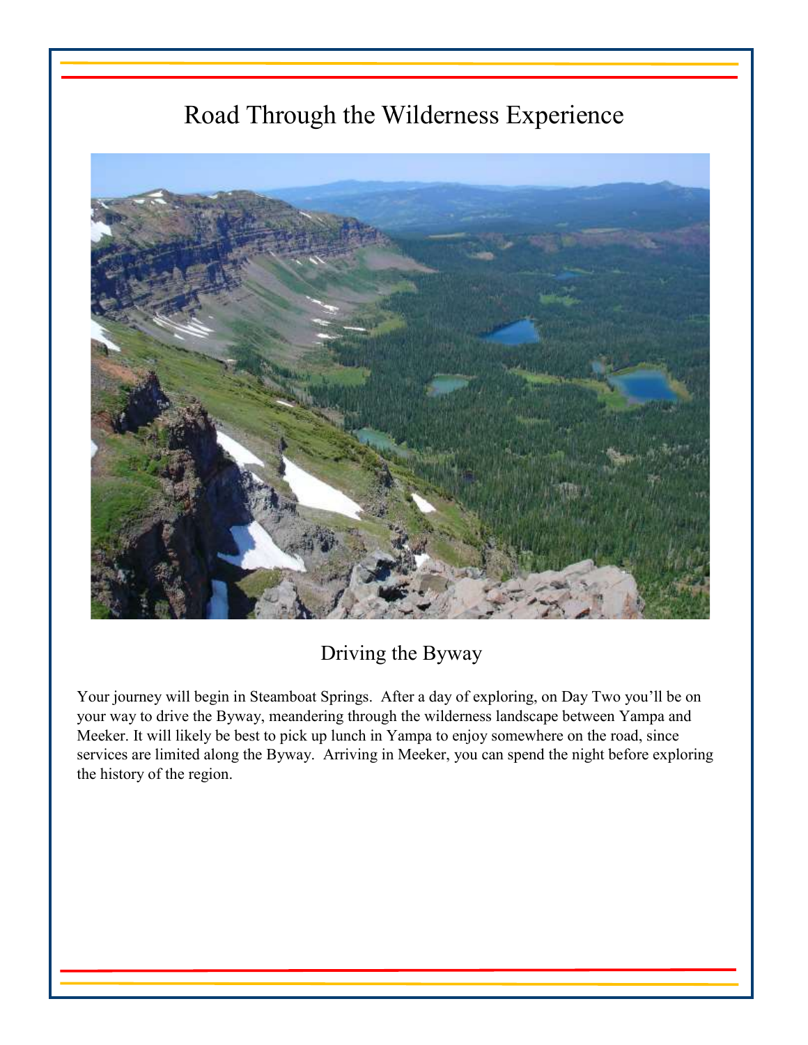# Road Through the Wilderness Experience

## Driving the Byway

Your journey will begin in Steamboat Springs. After a day of exploring, on Day Two you'll be on your way to drive the Byway, meandering through the wilderness landscape between Yampa and Meeker. It will likely be best to pick up lunch in Yampa to enjoy somewhere on the road, since services are limited along the Byway. Arriving in Meeker, you can spend the night before exploring the history of the region.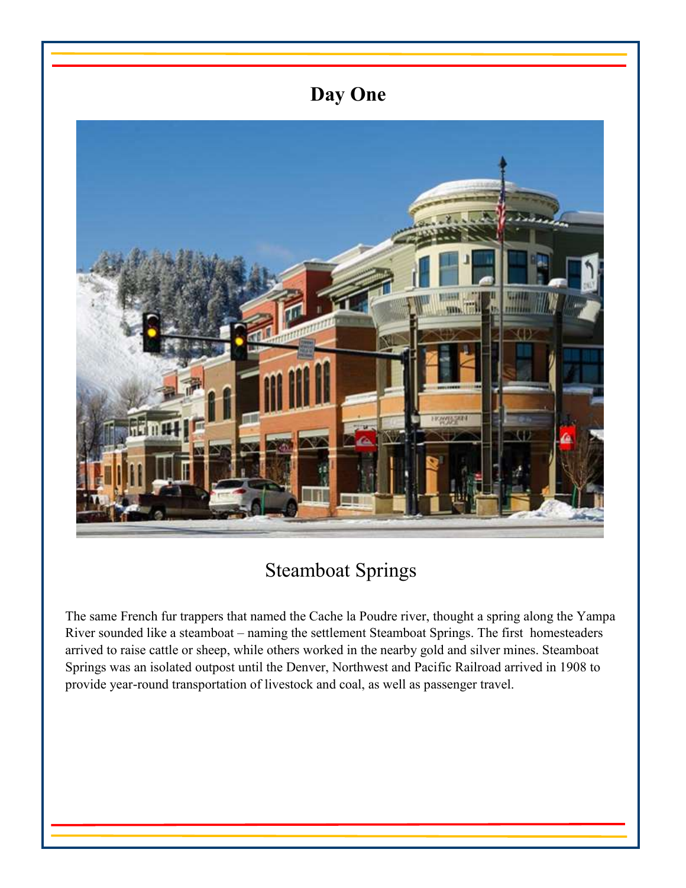# Day One

## Steamboat Springs

The same French fur trappers that named the Cache la Poudre river, thought a spring along the Yampa River sounded like a steamboat – naming the settlement Steamboat Springs. The first homesteaders arrived to raise cattle or sheep, while others worked in the nearby gold and silver mines. Steamboat Springs was an isolated outpost until the Denver, Northwest and Pacific Railroad arrived in 1908 to provide year-round transportation of livestock and coal, as well as passenger travel.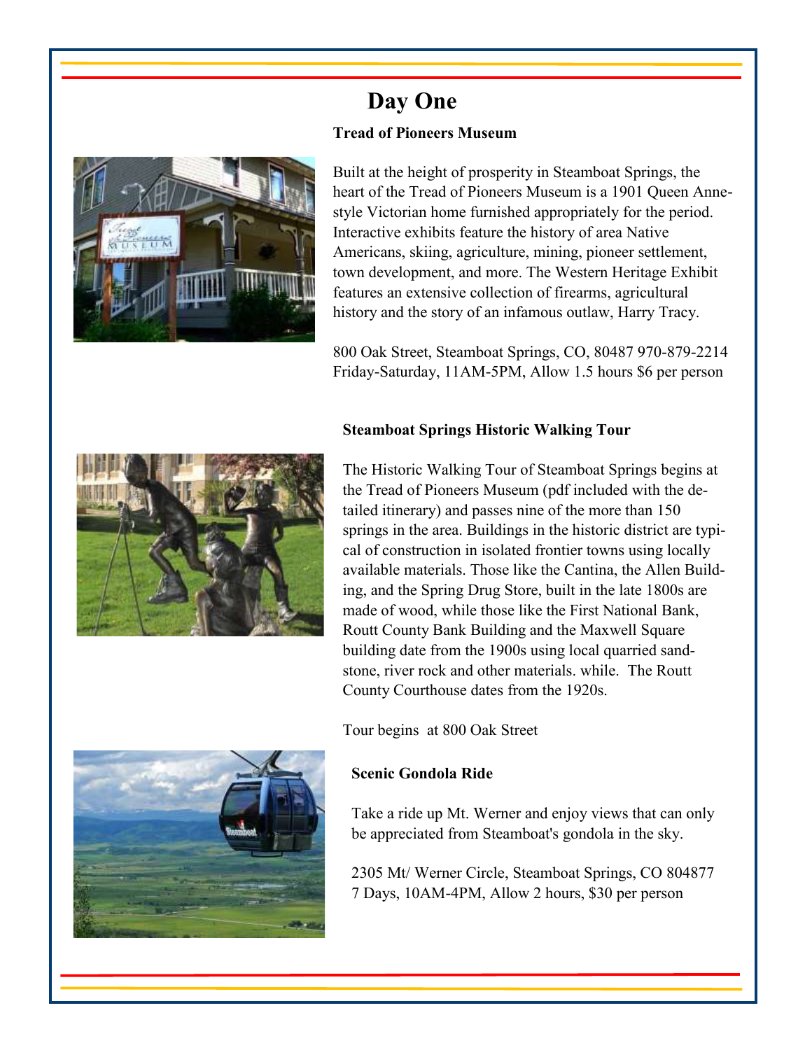# Day One

### Tread of Pioneers Museum

Built at the height of prosperity in Steamboat Springs, the heart of the Tread of Pioneers Museum is a 1901 Queen Anne-style Victorian home furnished appropriately for the period. Interactive exhibits feature the history of area Native Americans, skiing, agriculture, mining, pioneer settlement, town development, and more. The Western Heritage Exhibit features an extensive collection of firearms, agricultural history and the story of an infamous outlaw, Harry Tracy.

800 Oak Street, Steamboat Springs, CO, 80487 970-879-2214
Friday-Saturday, 11AM-5PM, Allow 1.5 hours $6 per person

### Steamboat Springs Historic Walking Tour

The Historic Walking Tour of Steamboat Springs begins at the Tread of Pioneers Museum (pdf included with the detailed itinerary) and passes nine of the more than 150 springs in the area. Buildings in the historic district are typical of construction in isolated frontier towns using locally available materials. Those like the Cantina, the Allen Building, and the Spring Drug Store, built in the late 1800s are made of wood, while those like the First National Bank, Routt County Bank Building and the Maxwell Square building date from the 1900s using local quarried sandstone, river rock and other materials. while. The Routt County Courthouse dates from the 1920s.

Tour begins at 800 Oak Street

### Scenic Gondola Ride

Take a ride up Mt. Werner and enjoy views that can only be appreciated from Steamboat's gondola in the sky.

2305 Mt/ Werner Circle, Steamboat Springs, CO 804877
7 Days, 10AM-4PM, Allow 2 hours, $30 per person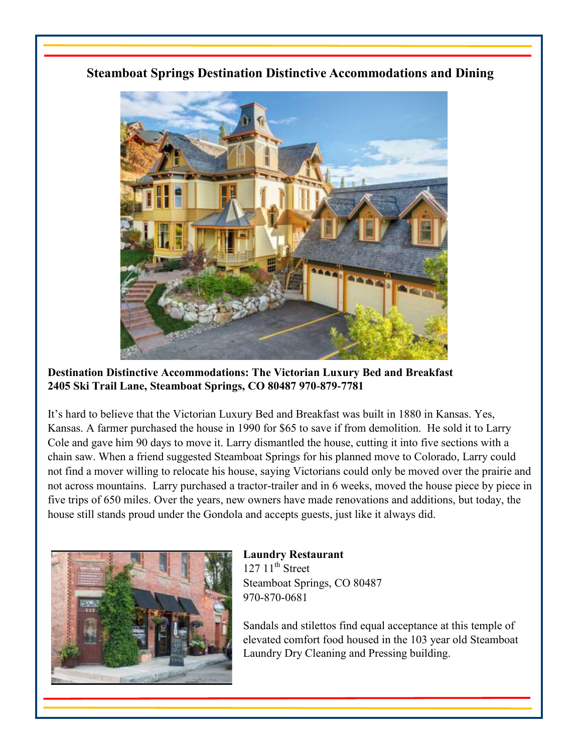## Steamboat Springs Destination Distinctive Accommodations and Dining

**Destination Distinctive Accommodations: The Victorian Luxury Bed and Breakfast**
**2405 Ski Trail Lane, Steamboat Springs, CO 80487 970-879-7781**

It's hard to believe that the Victorian Luxury Bed and Breakfast was built in 1880 in Kansas. Yes, Kansas. A farmer purchased the house in 1990 for $65 to save if from demolition. He sold it to Larry Cole and gave him 90 days to move it. Larry dismantled the house, cutting it into five sections with a chain saw. When a friend suggested Steamboat Springs for his planned move to Colorado, Larry could not find a mover willing to relocate his house, saying Victorians could only be moved over the prairie and not across mountains. Larry purchased a tractor-trailer and in 6 weeks, moved the house piece by piece in five trips of 650 miles. Over the years, new owners have made renovations and additions, but today, the house still stands proud under the Gondola and accepts guests, just like it always did.

**Laundry Restaurant**
127 11th Street
Steamboat Springs, CO 80487
970-870-0681

Sandals and stilettos find equal acceptance at this temple of elevated comfort food housed in the 103 year old Steamboat Laundry Dry Cleaning and Pressing building.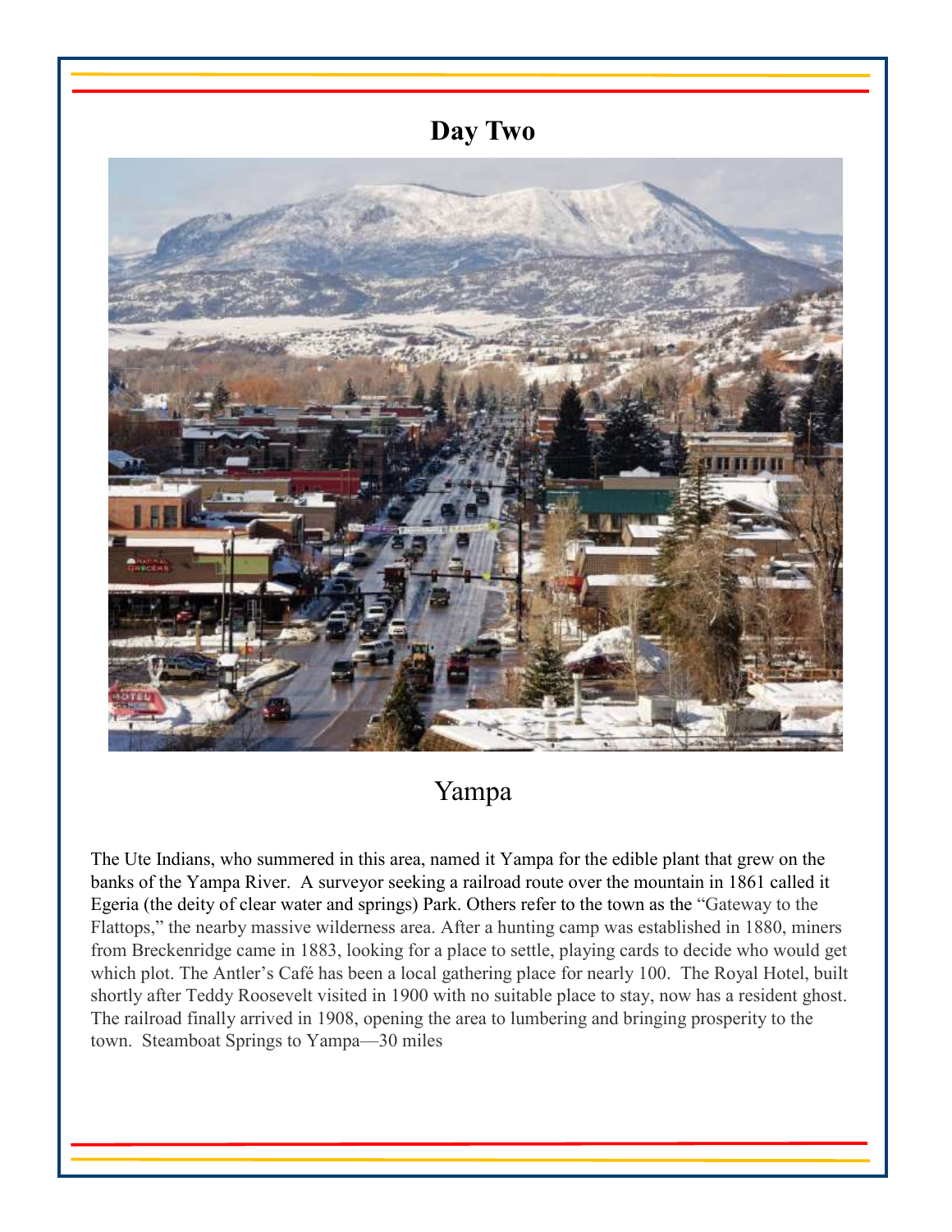# Day Two

## Yampa

The Ute Indians, who summered in this area, named it Yampa for the edible plant that grew on the banks of the Yampa River. A surveyor seeking a railroad route over the mountain in 1861 called it Egeria (the deity of clear water and springs) Park. Others refer to the town as the "Gateway to the Flattops," the nearby massive wilderness area. After a hunting camp was established in 1880, miners from Breckenridge came in 1883, looking for a place to settle, playing cards to decide who would get which plot. The Antler's Café has been a local gathering place for nearly 100. The Royal Hotel, built shortly after Teddy Roosevelt visited in 1900 with no suitable place to stay, now has a resident ghost. The railroad finally arrived in 1908, opening the area to lumbering and bringing prosperity to the town. Steamboat Springs to Yampa—30 miles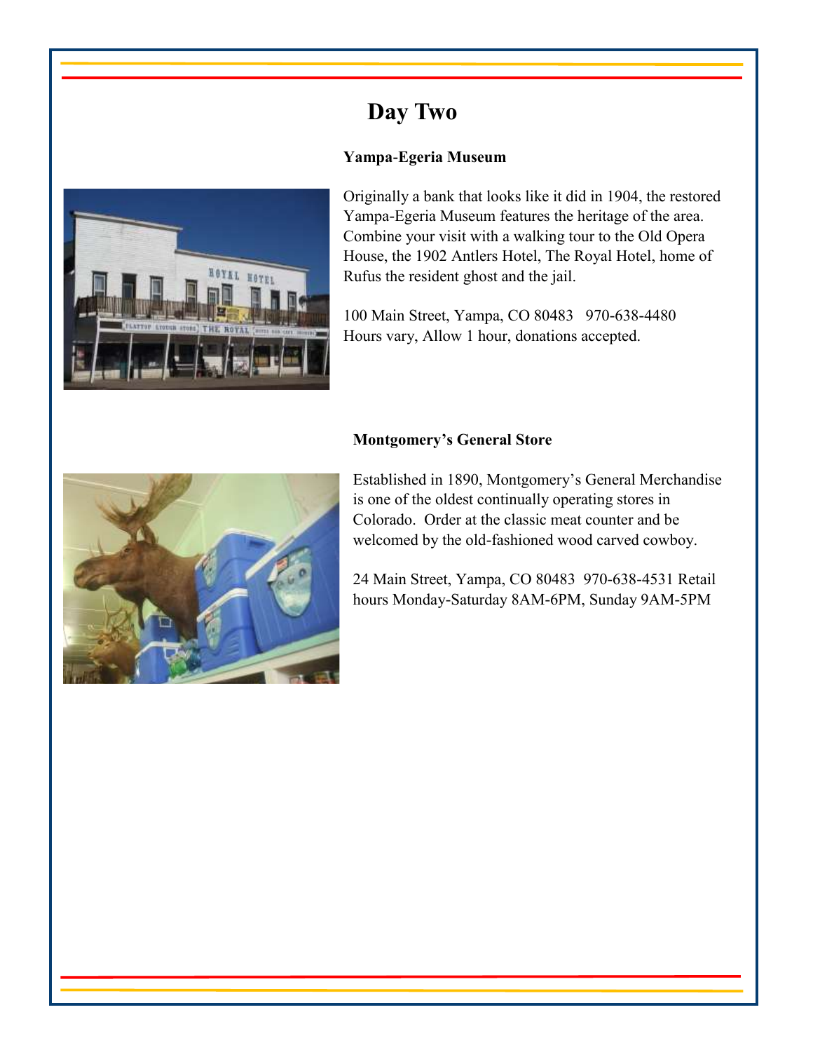# Day Two

**Yampa-Egeria Museum**

Originally a bank that looks like it did in 1904, the restored Yampa-Egeria Museum features the heritage of the area. Combine your visit with a walking tour to the Old Opera House, the 1902 Antlers Hotel, The Royal Hotel, home of Rufus the resident ghost and the jail.

100 Main Street, Yampa, CO 80483   970-638-4480
Hours vary, Allow 1 hour, donations accepted.

**Montgomery's General Store**

Established in 1890, Montgomery's General Merchandise is one of the oldest continually operating stores in Colorado. Order at the classic meat counter and be welcomed by the old-fashioned wood carved cowboy.

24 Main Street, Yampa, CO 80483  970-638-4531 Retail hours Monday-Saturday 8AM-6PM, Sunday 9AM-5PM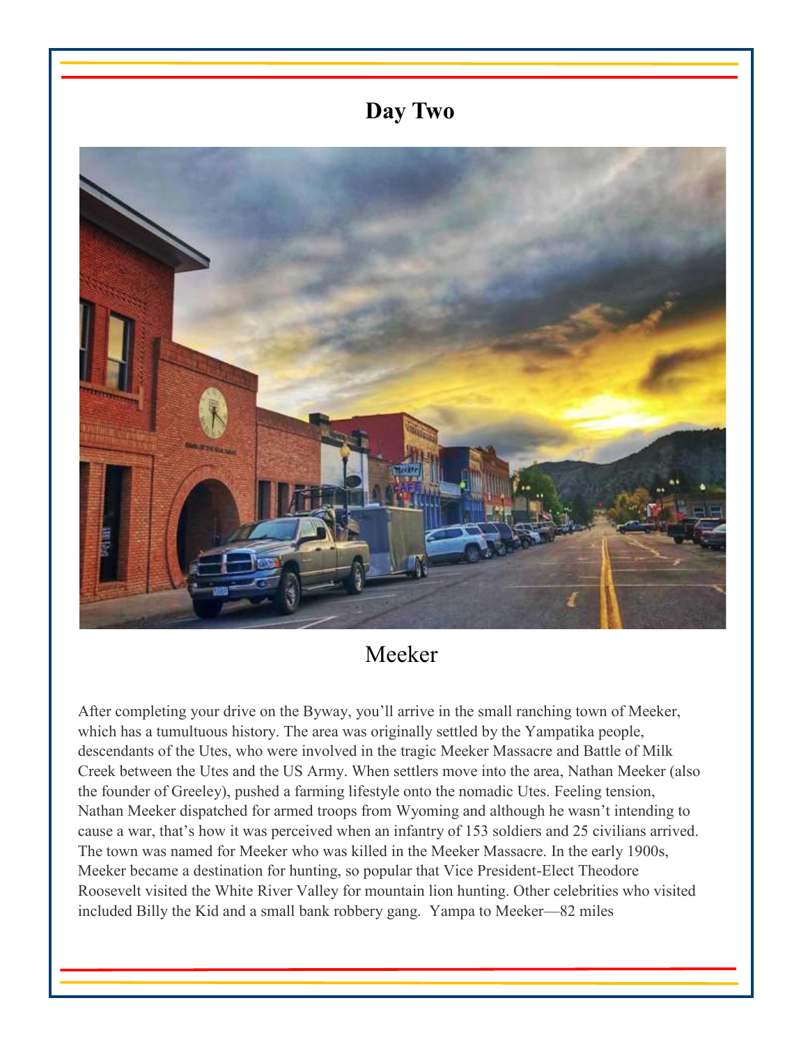# Day Two

## Meeker

After completing your drive on the Byway, you'll arrive in the small ranching town of Meeker, which has a tumultuous history. The area was originally settled by the Yampatika people, descendants of the Utes, who were involved in the tragic Meeker Massacre and Battle of Milk Creek between the Utes and the US Army. When settlers move into the area, Nathan Meeker (also the founder of Greeley), pushed a farming lifestyle onto the nomadic Utes. Feeling tension, Nathan Meeker dispatched for armed troops from Wyoming and although he wasn't intending to cause a war, that's how it was perceived when an infantry of 153 soldiers and 25 civilians arrived. The town was named for Meeker who was killed in the Meeker Massacre. In the early 1900s, Meeker became a destination for hunting, so popular that Vice President-Elect Theodore Roosevelt visited the White River Valley for mountain lion hunting. Other celebrities who visited included Billy the Kid and a small bank robbery gang. Yampa to Meeker—82 miles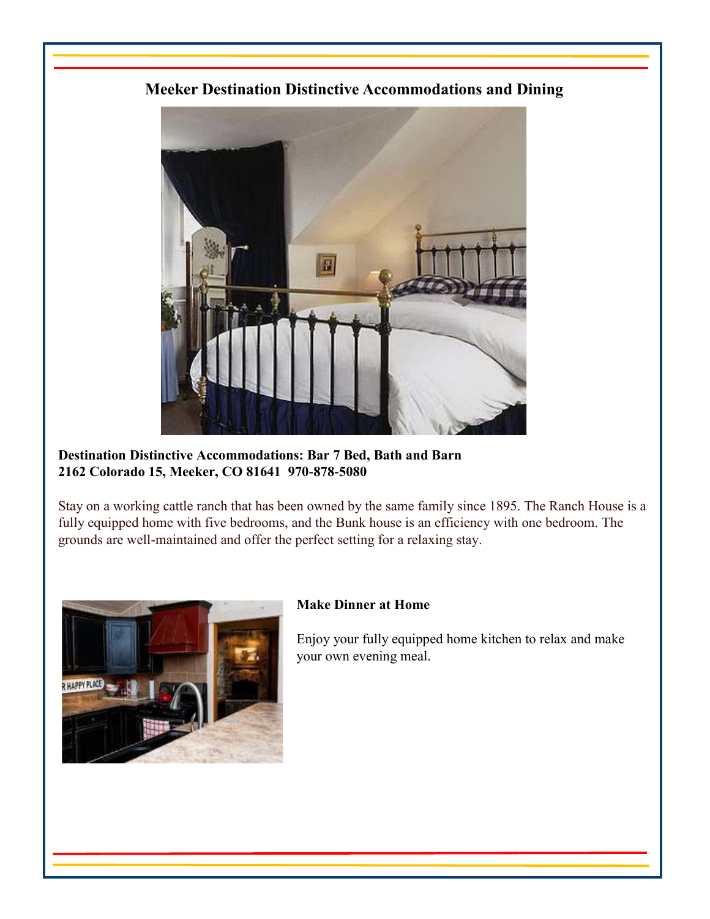## Meeker Destination Distinctive Accommodations and Dining

**Destination Distinctive Accommodations: Bar 7 Bed, Bath and Barn**
**2162 Colorado 15, Meeker, CO 81641 970-878-5080**

Stay on a working cattle ranch that has been owned by the same family since 1895. The Ranch House is a fully equipped home with five bedrooms, and the Bunk house is an efficiency with one bedroom. The grounds are well-maintained and offer the perfect setting for a relaxing stay.

**Make Dinner at Home**

Enjoy your fully equipped home kitchen to relax and make your own evening meal.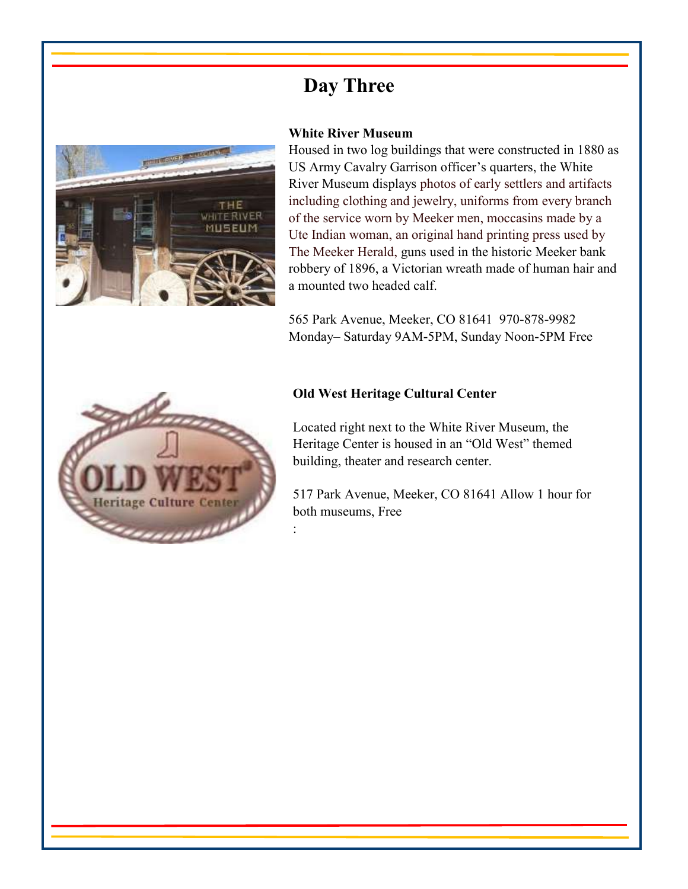# Day Three

### White River Museum

Housed in two log buildings that were constructed in 1880 as US Army Cavalry Garrison officer's quarters, the White River Museum displays photos of early settlers and artifacts including clothing and jewelry, uniforms from every branch of the service worn by Meeker men, moccasins made by a Ute Indian woman, an original hand printing press used by The Meeker Herald, guns used in the historic Meeker bank robbery of 1896, a Victorian wreath made of human hair and a mounted two headed calf.

565 Park Avenue, Meeker, CO 81641 970-878-9982
Monday– Saturday 9AM-5PM, Sunday Noon-5PM Free

### Old West Heritage Cultural Center

Located right next to the White River Museum, the Heritage Center is housed in an "Old West" themed building, theater and research center.

517 Park Avenue, Meeker, CO 81641 Allow 1 hour for both museums, Free

: